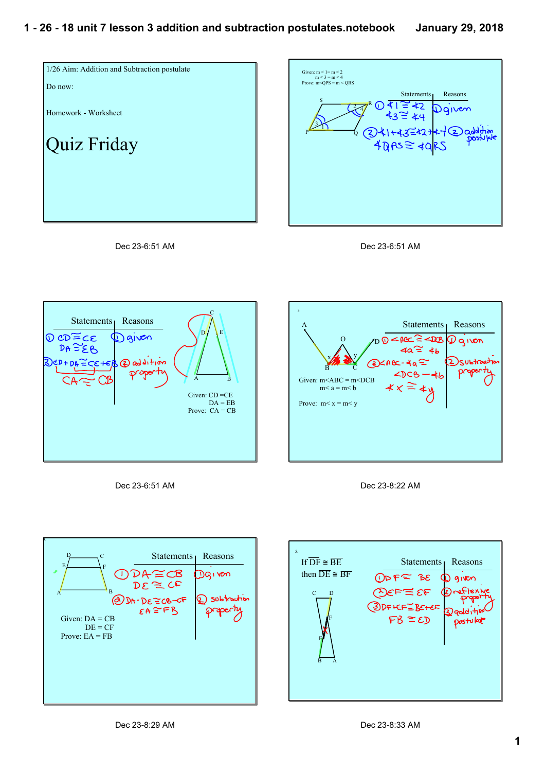1/26 Aim: Addition and Subtraction postulate

Do now:

Homework - Worksheet

# Quiz Friday

Dec 23-6:51 AM

Given: m < 1 = m < 2
m < 3 = m < 4
Prove: m<QPS = m < QRS

| Statements | Reasons |
|---|---|
| ① ∠1 ≅ ∠2, ∠3 ≅ ∠4 | ① given |
| ② ∠1+∠3 ≅ ∠2+∠4, ∠QPS ≅ ∠QRS | ② addition postulate |

Dec 23-6:51 AM

| Statements | Reasons |
|---|---|
| ① CD ≅ CE, DA ≅ EB | ① given |
| ② CD + DA ≅ CE + EB, CA ≅ CB | ② addition property |

Given: CD =CE
DA = EB
Prove: CA = CB

Dec 23-6:51 AM

3

| Statements | Reasons |
|---|---|
| ① ∠ABC ≅ ∠DCB, ∠a ≅ ∠b | ① given |
| ② ∠ABC - ∠a ≅ ∠DCB - ∠b, ∠x ≅ ∠y | ② subtraction property |

Given: m<ABC = m<DCB
m< a = m< b

Prove: m< x = m< y

Dec 23-8:22 AM

| Statements | Reasons |
|---|---|
| ① DA ≅ CB, DE ≅ CF | ① given |
| ② DA - DE ≅ CB - CF, EA ≅ FB | ② subtraction property |

Given: DA = CB
DE = CF
Prove: EA = FB

Dec 23-8:29 AM

5.

If $\overline{DF} \cong \overline{BE}$
then $\overline{DE} \cong \overline{BF}$

| Statements | Reasons |
|---|---|
| ① DF ≅ BE | ① given |
| ② EF ≅ EF | ② reflexive property |
| ③ DF+EF ≅ BE+EF, FB ≅ ED | ③ addition postulate |

Dec 23-8:33 AM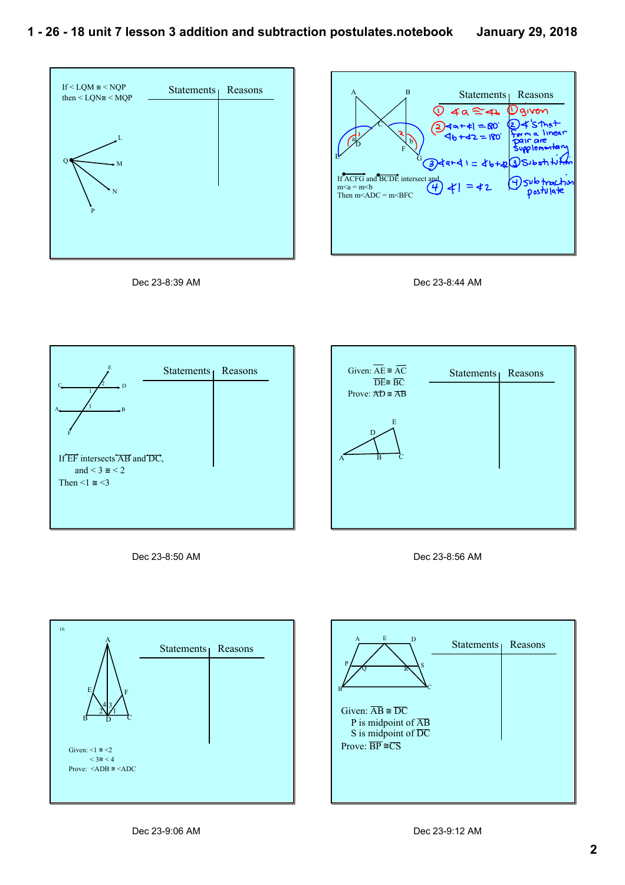If < LQM ≅ < NQP
then < LQN≅ < MQP

| Statements | Reasons |
| --- | --- |
| | |

Dec 23-8:39 AM

If $\overleftrightarrow{ACFG}$ and $\overleftrightarrow{BCDE}$ intersect and
m<a = m<b
Then m<ADC = m<BFC

| Statements | Reasons |
| --- | --- |
| ① ∡a ≅ ∡b | ① given |
| ② ∡a + ∡1 = 180°<br>∡b + ∡2 = 180° | ② ∡'s that form a linear pair are supplementary |
| ③ ∡a + ∡1 = ∡b + ∡2 | ③ Substitution |
| ④ ∡1 = ∡2 | ④ subtraction postulate |

Dec 23-8:44 AM

If $\overline{EF}$ intersects $\overline{AB}$ and $\overline{DC}$,
and < 3 ≅ < 2
Then <1 ≅ <3

| Statements | Reasons |
| --- | --- |
| | |

Dec 23-8:50 AM

Given: $\overline{AE}$ ≅ $\overline{AC}$
$\overline{DE}$ ≅ $\overline{BC}$
Prove: $\overline{AD}$ ≅ $\overline{AB}$

| Statements | Reasons |
| --- | --- |
| | |

Dec 23-8:56 AM

10.

Given: <1 ≅ <2
< 3≅ < 4
Prove: <ADB ≅ <ADC

| Statements | Reasons |
| --- | --- |
| | |

Dec 23-9:06 AM

Given: $\overline{AB}$ ≅ $\overline{DC}$
P is midpoint of $\overline{AB}$
S is midpoint of $\overline{DC}$
Prove: $\overline{BP}$ ≅ $\overline{CS}$

| Statements | Reasons |
| --- | --- |
| | |

Dec 23-9:12 AM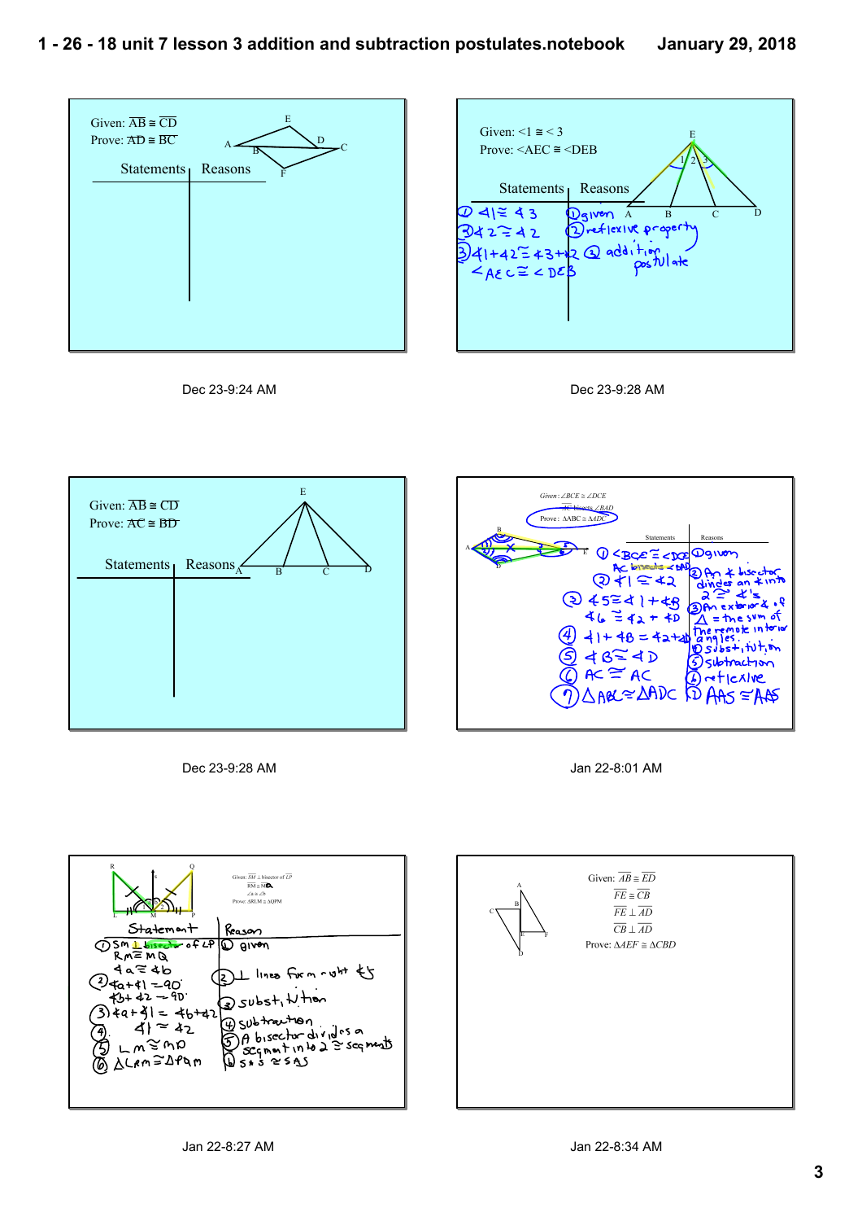Given: $\overline{AB} \cong \overline{CD}$
Prove: $\overline{AD} \cong \overline{BC}$

| Statements | Reasons |
|---|---|
| | |

Dec 23-9:24 AM

Given: <1 ≅ < 3
Prove: <AEC ≅ <DEB

| Statements | Reasons |
|---|---|
| 1) ∠1 ≅ ∠3 | 1) given |
| 2) ∠2 ≅ ∠2 | 2) reflexive property |
| 3) ∠1+∠2 ≅ ∠3+∠2 <AEC ≅ <DEB | 3) addition postulate |

Dec 23-9:28 AM

Given: $\overline{AB} \cong \overline{CD}$
Prove: $\overline{AC} \cong \overline{BD}$

| Statements | Reasons |
|---|---|
| | |

Dec 23-9:28 AM

Given: ∠BCE ≅ ∠DCE
AC bisects ∠BAD
Prove: ΔABC ≅ ΔADC

| Statements | Reasons |
|---|---|
| 1) <BCE ≅ <DCE AC bisects <BAD | 1) given |
| 2) ∠1 ≅ ∠2 | 2) An ∠ bisector divides an ∠ into 2 ≅ ∠'s |
| 3) ∠5 ≅ ∠1 + ∠B ∠6 ≅ ∠2 + ∠D | 3) An exterior ∠ of Δ = the sum of the remote interior angles |
| 4) ∠1 + ∠B = ∠2 + ∠D | 4) substitution |
| 5) ∠B ≅ ∠D | 5) subtraction |
| 6) AC ≅ AC | 6) reflexive |
| 7) ΔABC ≅ ΔADC | 7) AAS ≅ AAS |

Jan 22-8:01 AM

Given: $\overline{SM} \perp$ bisector of $\overline{LP}$
$\overline{RM} \cong \overline{MQ}$
∠a ≅ ∠b
Prove: ΔRLM ≅ ΔQPM

| Statement | Reason |
|---|---|
| 1) SM ⊥ bisector of LP RM ≅ MQ ∠a ≅ ∠b | 1) given |
| 2) ∠a + ∠1 = 90° ∠b + ∠2 = 90° | 2) ⊥ lines form right ∠s |
| 3) ∠a + ∠1 = ∠b + ∠2 | 3) substitution |
| 4) ∠1 ≅ ∠2 | 4) subtraction |
| 5) LM ≅ MP | 5) A bisector divides a segment into 2 ≅ segments |
| 6) ΔLRM ≅ ΔPQM | 6) SAS ≅ SAS |

Jan 22-8:27 AM

Given: $\overline{AB} \cong \overline{ED}$
$\overline{FE} \cong \overline{CB}$
$\overline{FE} \perp \overline{AD}$
$\overline{CB} \perp \overline{AD}$
Prove: ΔAEF ≅ ΔCBD

Jan 22-8:34 AM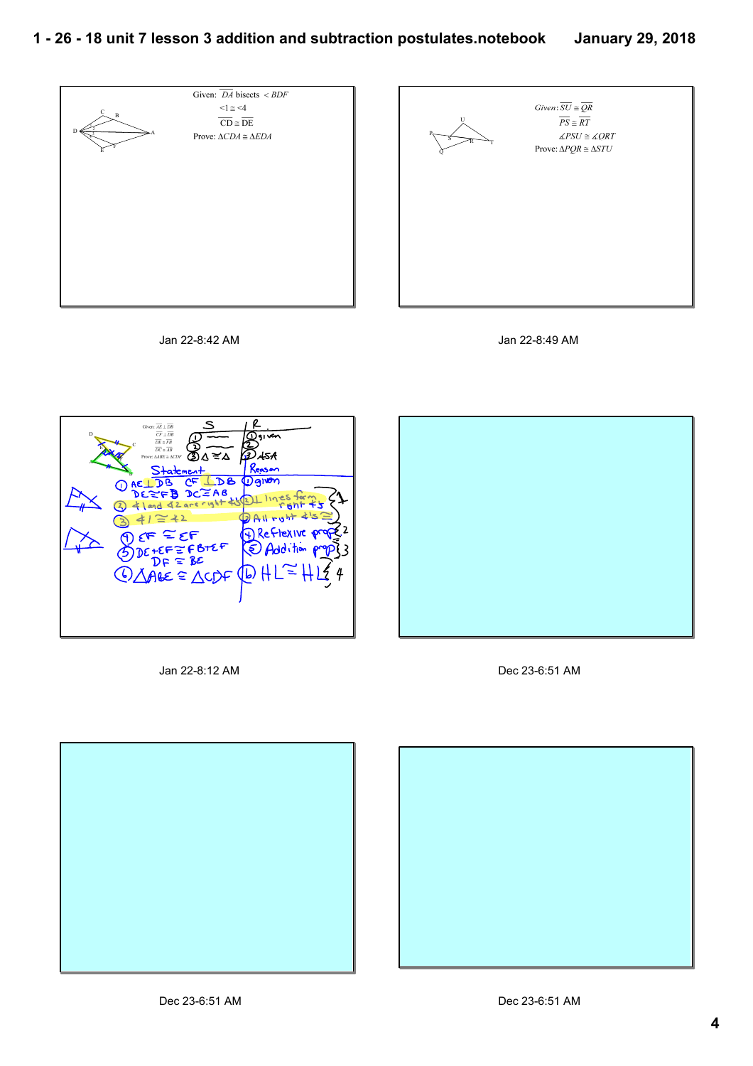Given: $\overline{DA}$ bisects $\angle BDF$

$\angle 1 \cong \angle 4$

$\overline{CD} \cong \overline{DE}$

Prove: $\Delta CDA \cong \Delta EDA$

Jan 22-8:42 AM

Given: $\overline{SU} \cong \overline{QR}$

$\overline{PS} \cong \overline{RT}$

$\measuredangle PSU \cong \measuredangle QRT$

Prove: $\Delta PQR \cong \Delta STU$

Jan 22-8:49 AM

Given: $\overline{AE} \perp \overline{DB}$

$\overline{CF} \perp \overline{DB}$

$\overline{DE} \cong \overline{FB}$

$\overline{DC} \cong \overline{AB}$

Prove: $\Delta ABE \cong \Delta CDF$

| S | R |
|---|---|
| 1 | 1 given |
| 2 | 2 |
| 3 $\Delta \cong \Delta$ | 3 ASA |

| Statement | Reason |
|---|---|
| 1 $AE \perp DB$ $CF \perp DB$ $DE \cong FB$ $DC \cong AB$ | 1 given |
| 2 $\angle 1$ and $\angle 2$ are right $\angle$s | 2 $\perp$ lines form right $\angle$s |
| 3 $\angle 1 \cong \angle 2$ | 3 All right $\angle$s $\cong$ |
| 4 $EF \cong EF$ | 4 Reflexive prop |
| 5 $DE + EF \cong FB + EF$, $DF \cong BE$ | 5 Addition prop |
| 6 $\Delta ABE \cong \Delta CDF$ | 6 $HL \cong HL$ |

Jan 22-8:12 AM

Dec 23-6:51 AM

Dec 23-6:51 AM

Dec 23-6:51 AM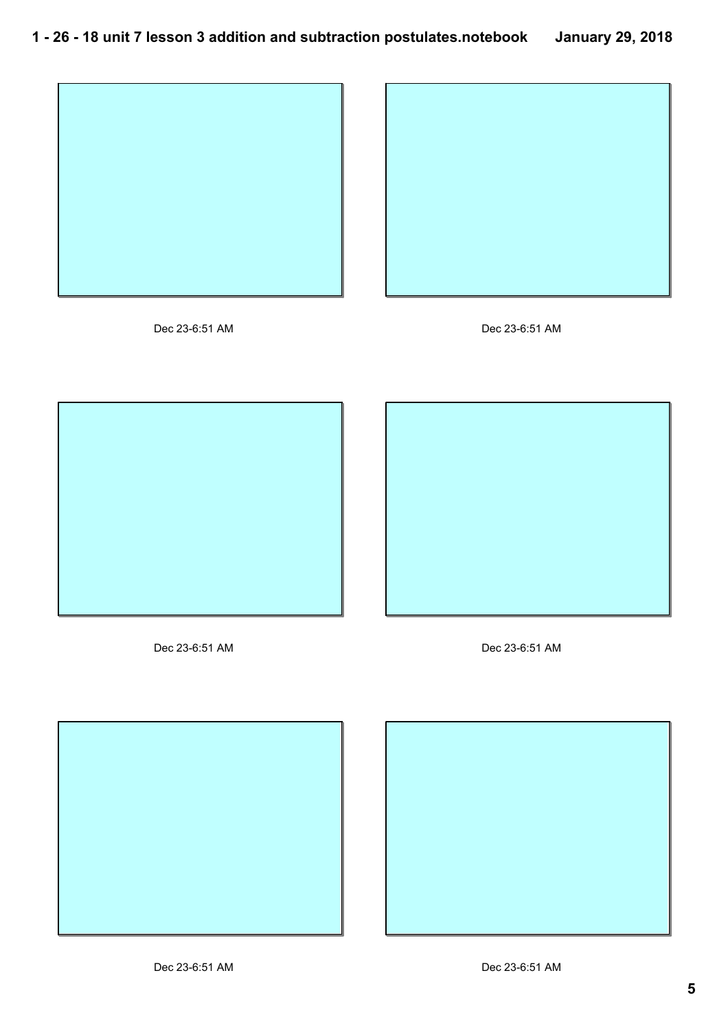Dec 23-6:51 AM

Dec 23-6:51 AM

Dec 23-6:51 AM

Dec 23-6:51 AM

Dec 23-6:51 AM

Dec 23-6:51 AM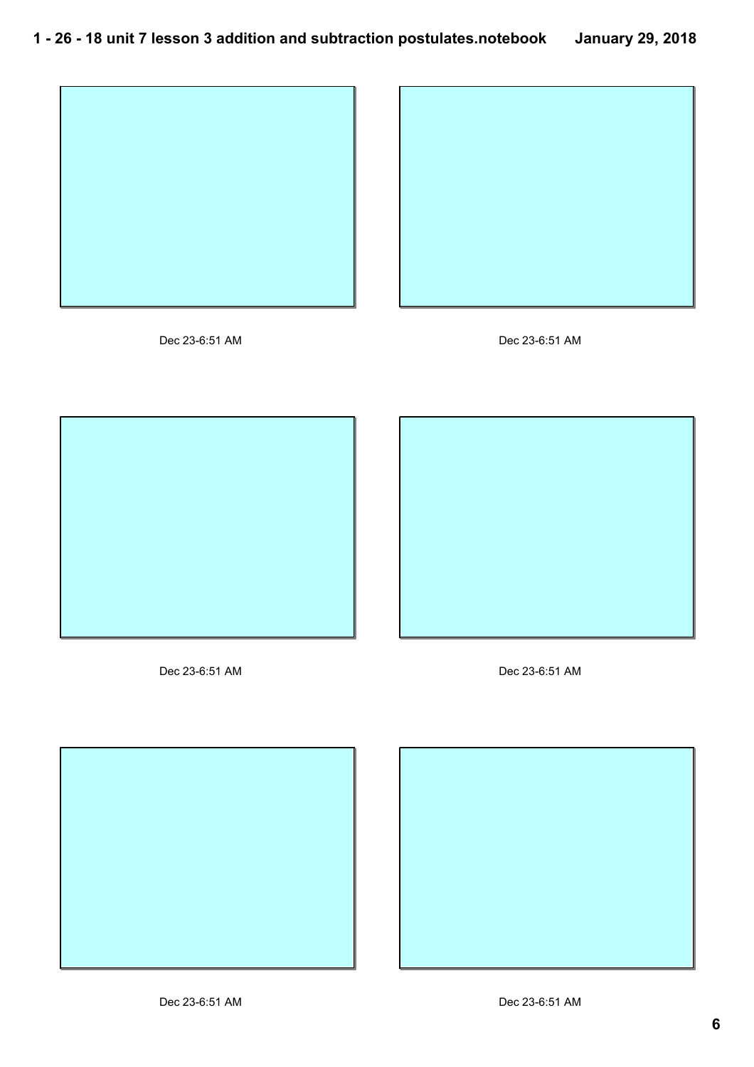Dec 23-6:51 AM

Dec 23-6:51 AM

Dec 23-6:51 AM

Dec 23-6:51 AM

Dec 23-6:51 AM

Dec 23-6:51 AM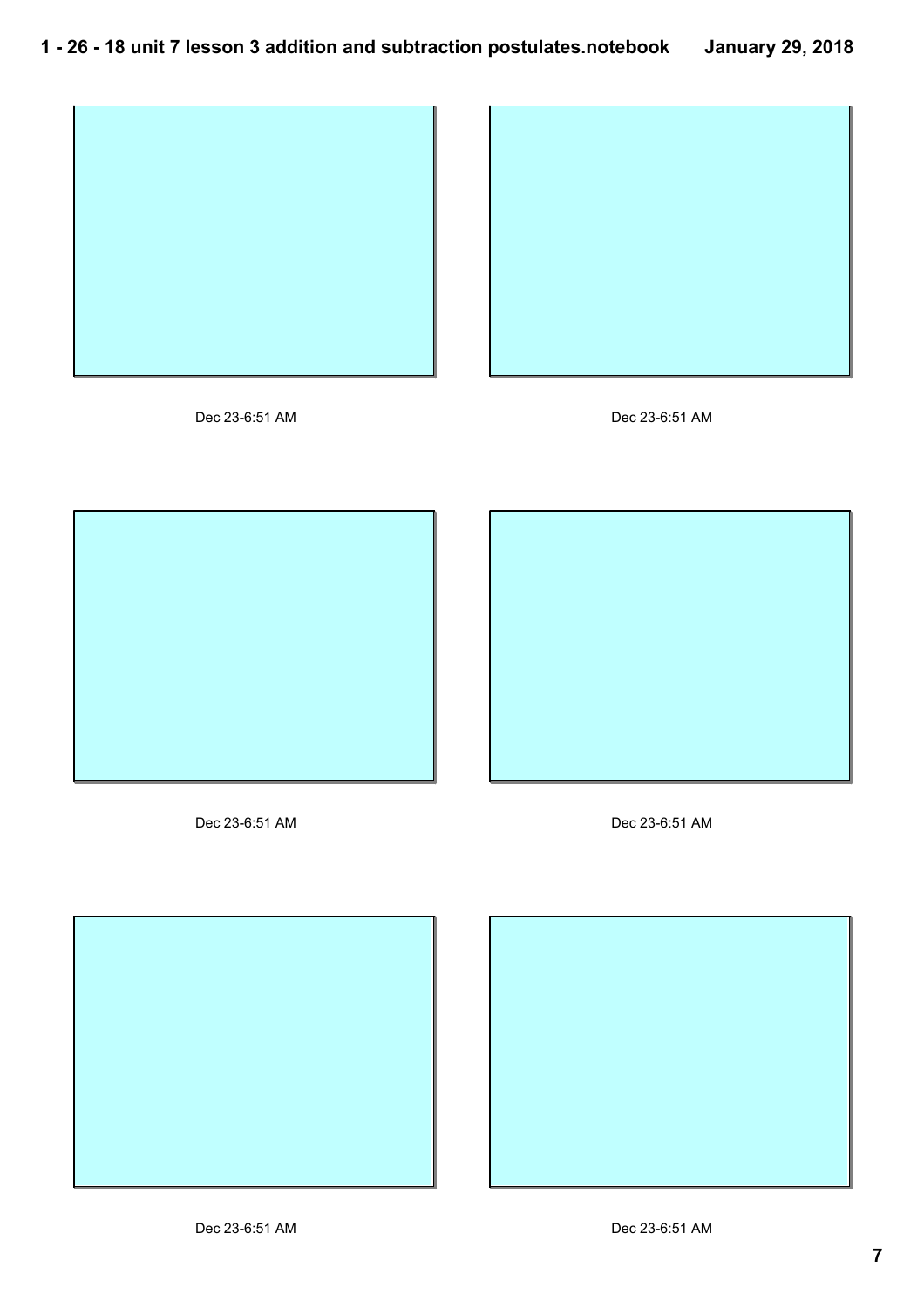Dec 23-6:51 AM

Dec 23-6:51 AM

Dec 23-6:51 AM

Dec 23-6:51 AM

Dec 23-6:51 AM

Dec 23-6:51 AM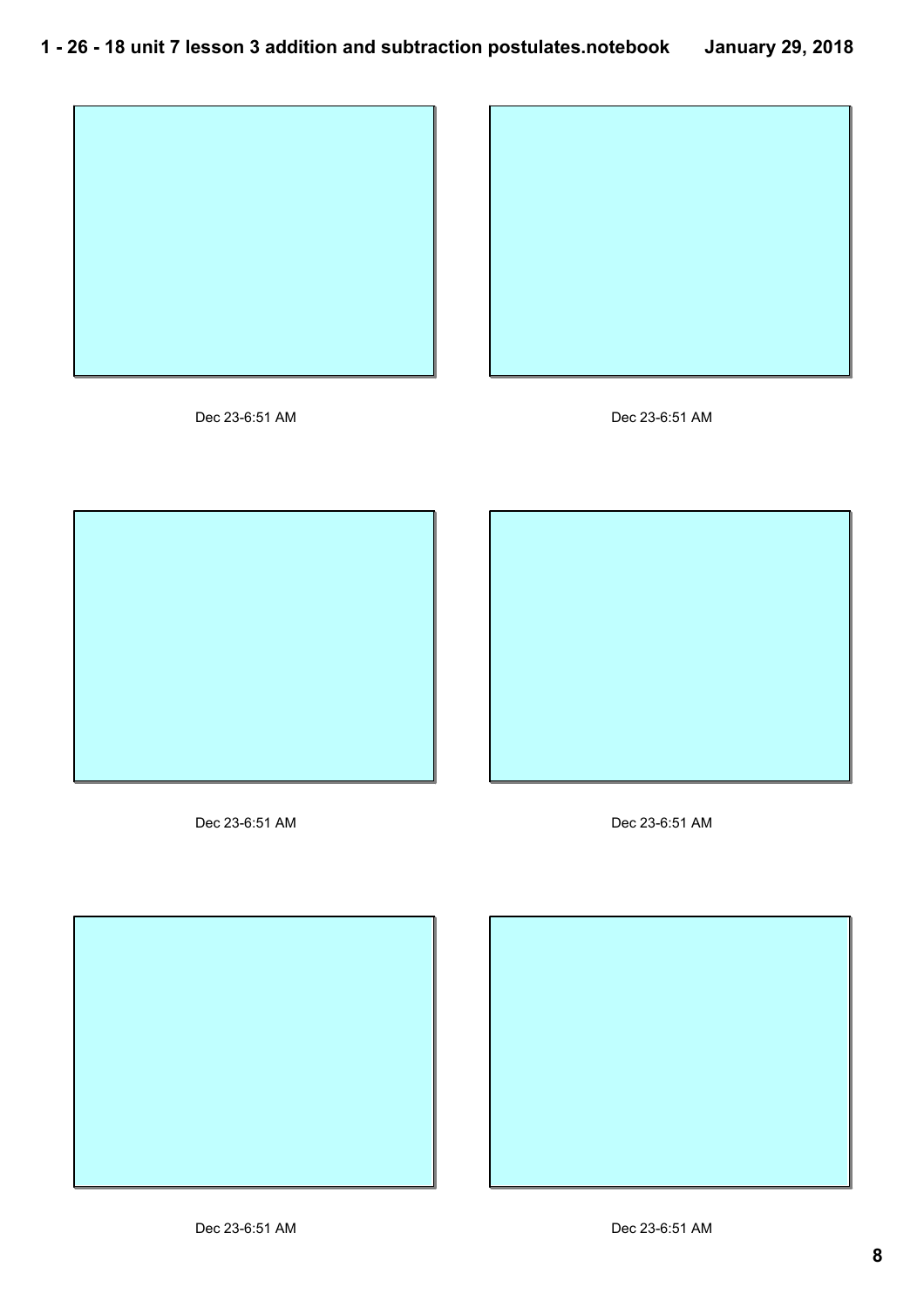Dec 23-6:51 AM

Dec 23-6:51 AM

Dec 23-6:51 AM

Dec 23-6:51 AM

Dec 23-6:51 AM

Dec 23-6:51 AM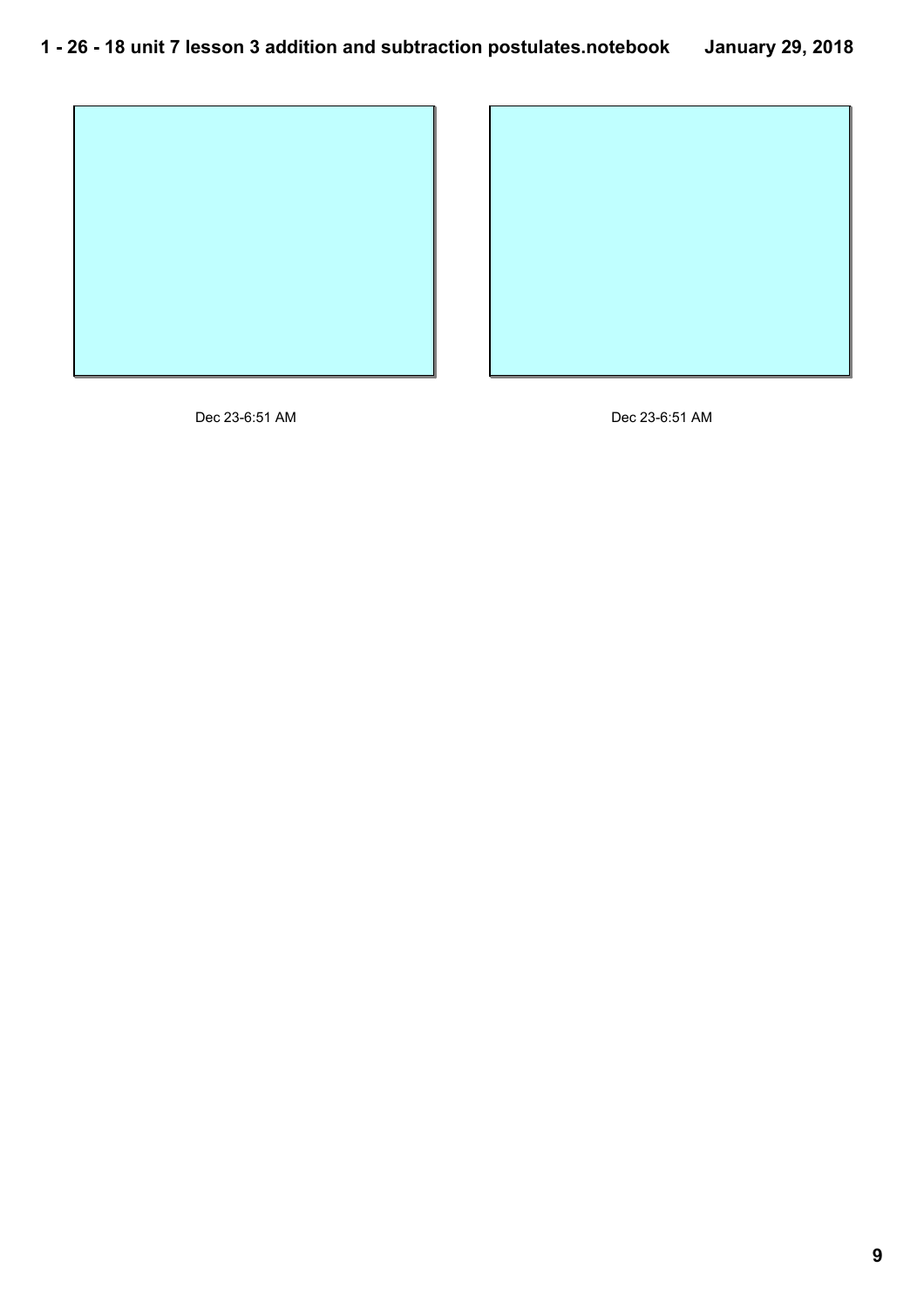Dec 23-6:51 AM

Dec 23-6:51 AM